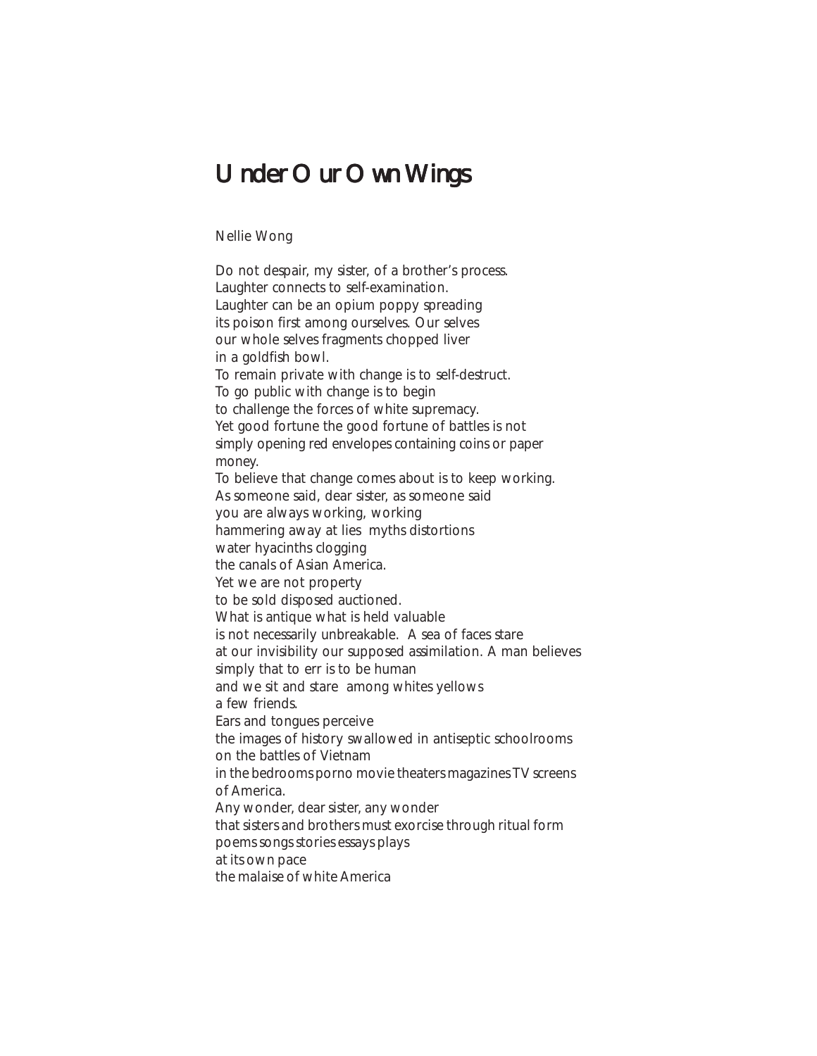# Under Our Own Wings

Nellie Wong

Do not despair, my sister, of a brother's process.  
Laughter connects to self-examination.  
Laughter can be an opium poppy spreading  
its poison first among ourselves. Our selves  
our whole selves fragments chopped liver  
in a goldfish bowl.  
To remain private with change is to self-destruct.  
To go public with change is to begin  
to challenge the forces of white supremacy.  
Yet good fortune the good fortune of battles is not  
simply opening red envelopes containing coins or paper  
money.  
To believe that change comes about is to keep working.  
As someone said, dear sister, as someone said  
you are always working, working  
hammering away at lies myths distortions  
water hyacinths clogging  
the canals of Asian America.  
Yet we are not property  
to be sold disposed auctioned.  
What is antique what is held valuable  
is not necessarily unbreakable. A sea of faces stare  
at our invisibility our supposed assimilation. A man believes  
simply that to err is to be human  
and we sit and stare among whites yellows  
a few friends.  
Ears and tongues perceive  
the images of history swallowed in antiseptic schoolrooms  
on the battles of Vietnam  
in the bedrooms porno movie theaters magazines TV screens  
of America.  
Any wonder, dear sister, any wonder  
that sisters and brothers must exorcise through ritual form  
poems songs stories essays plays  
at its own pace  
the malaise of white America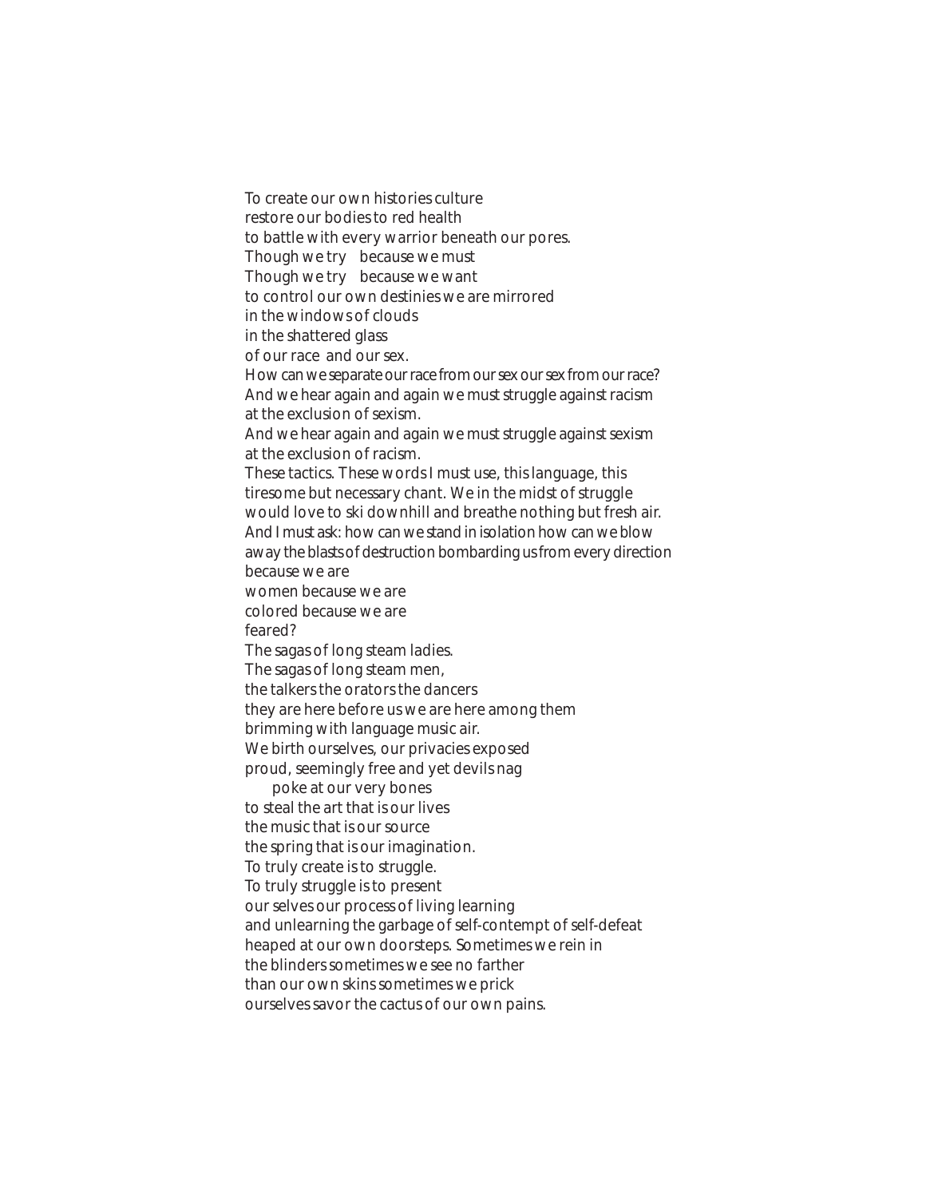To create our own histories culture  
restore our bodies to red health  
to battle with every warrior beneath our pores.  
Though we try   because we must  
Though we try   because we want  
to control our own destinies we are mirrored  
in the windows of clouds  
in the shattered glass  
of our race  and our sex.  
How can we separate our race from our sex our sex from our race?  
And we hear again and again we must struggle against racism  
at the exclusion of sexism.  
And we hear again and again we must struggle against sexism  
at the exclusion of racism.  
These tactics. These words I must use, this language, this  
tiresome but necessary chant. We in the midst of struggle  
would love to ski downhill and breathe nothing but fresh air.  
And I must ask: how can we stand in isolation how can we blow  
away the blasts of destruction bombarding us from every direction  
because we are  
women because we are  
colored because we are  
feared?  
The sagas of long steam ladies.  
The sagas of long steam men,  
the talkers the orators the dancers  
they are here before us we are here among them  
brimming with language music air.  
We birth ourselves, our privacies exposed  
proud, seemingly free and yet devils nag  
&nbsp;&nbsp;&nbsp;&nbsp;&nbsp;&nbsp;poke at our very bones  
to steal the art that is our lives  
the music that is our source  
the spring that is our imagination.  
To truly create is to struggle.  
To truly struggle is to present  
our selves our process of living learning  
and unlearning the garbage of self-contempt of self-defeat  
heaped at our own doorsteps. Sometimes we rein in  
the blinders sometimes we see no farther  
than our own skins sometimes we prick  
ourselves savor the cactus of our own pains.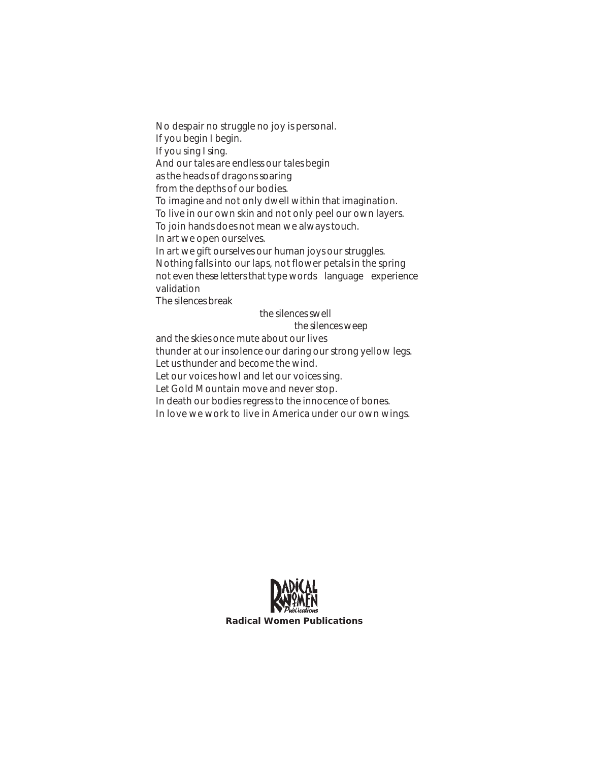No despair no struggle no joy is personal.
If you begin I begin.
If you sing I sing.
And our tales are endless our tales begin
as the heads of dragons soaring
from the depths of our bodies.
To imagine and not only dwell within that imagination.
To live in our own skin and not only peel our own layers.
To join hands does not mean we always touch.
In art we open ourselves.
In art we gift ourselves our human joys our struggles.
Nothing falls into our laps, not flower petals in the spring
not even these letters that type words language experience
validation
The silences break
the silences swell
the silences weep
and the skies once mute about our lives
thunder at our insolence our daring our strong yellow legs.
Let us thunder and become the wind.
Let our voices howl and let our voices sing.
Let Gold Mountain move and never stop.
In death our bodies regress to the innocence of bones.
In love we work to live in America under our own wings.

**Radical Women Publications**